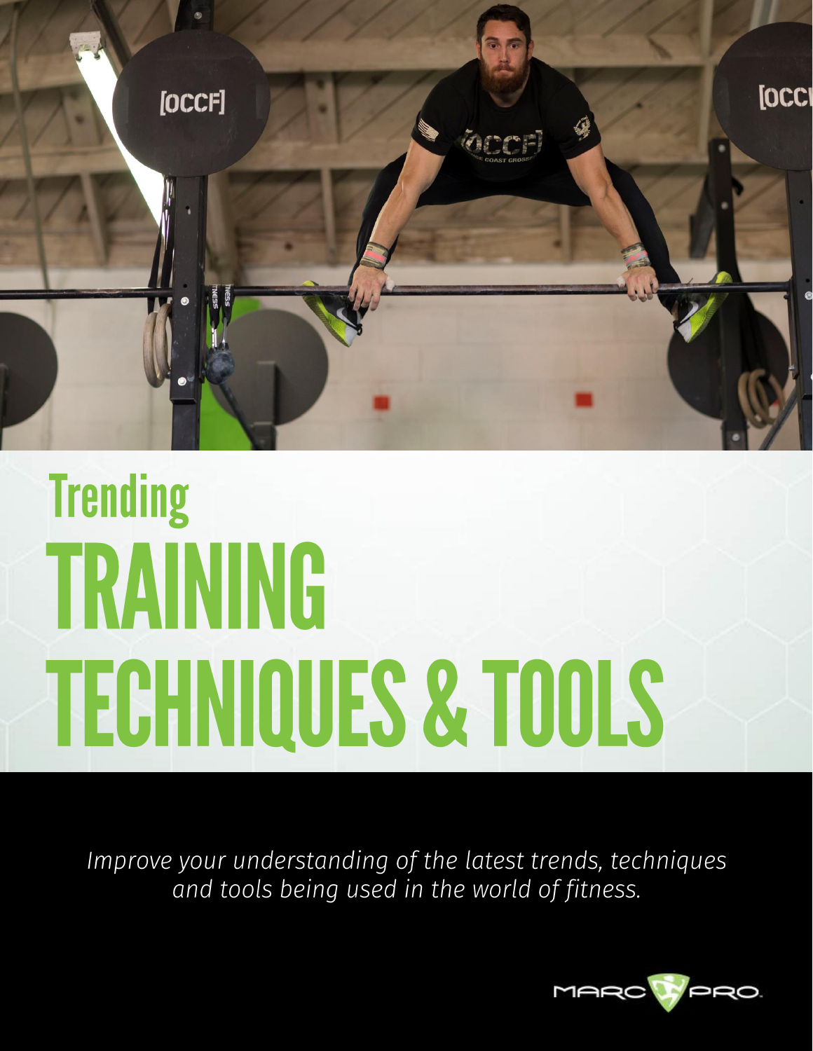# Trending TRAINING TECHNIQUES & TOOLS

*Improve your understanding of the latest trends, techniques and tools being used in the world of fitness.*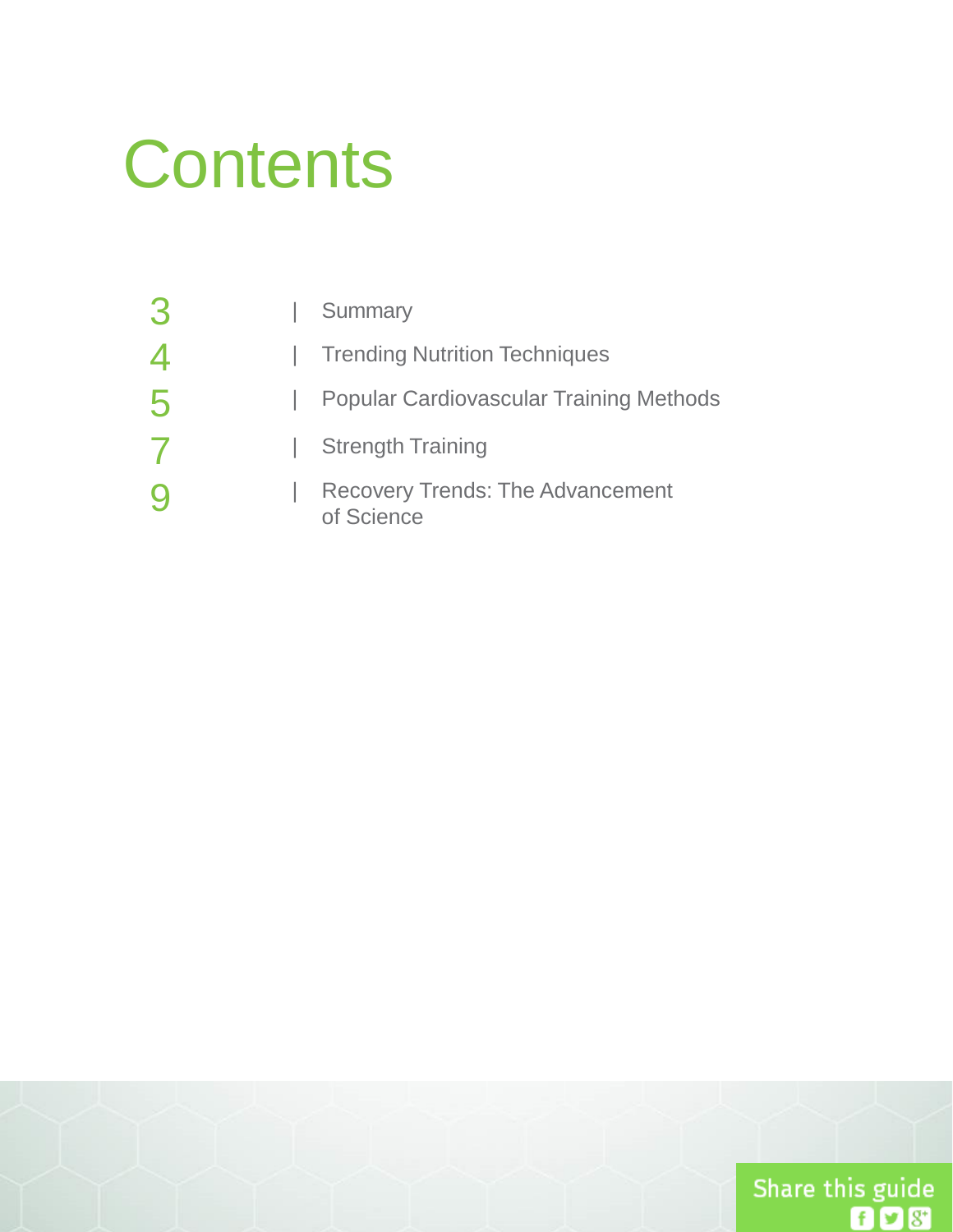# Contents

| | |
|---|---|
| 3 | Summary |
| 4 | Trending Nutrition Techniques |
| 5 | Popular Cardiovascular Training Methods |
| 7 | Strength Training |
| 9 | Recovery Trends: The Advancement of Science |

Share this guide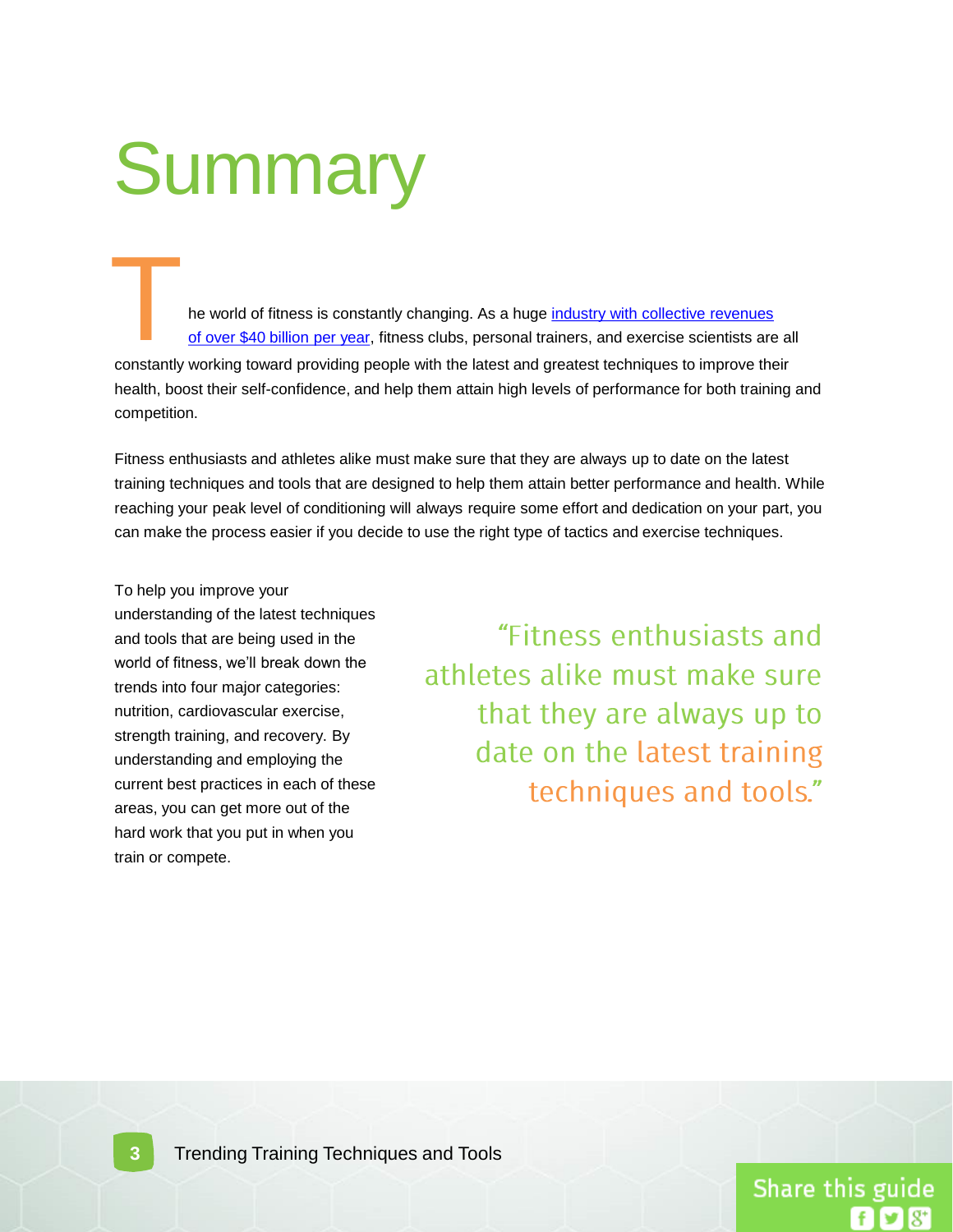# Summary

The world of fitness is constantly changing. As a huge industry with collective revenues of over $40 billion per year, fitness clubs, personal trainers, and exercise scientists are all constantly working toward providing people with the latest and greatest techniques to improve their health, boost their self-confidence, and help them attain high levels of performance for both training and competition.

Fitness enthusiasts and athletes alike must make sure that they are always up to date on the latest training techniques and tools that are designed to help them attain better performance and health. While reaching your peak level of conditioning will always require some effort and dedication on your part, you can make the process easier if you decide to use the right type of tactics and exercise techniques.

To help you improve your understanding of the latest techniques and tools that are being used in the world of fitness, we'll break down the trends into four major categories: nutrition, cardiovascular exercise, strength training, and recovery. By understanding and employing the current best practices in each of these areas, you can get more out of the hard work that you put in when you train or compete.

> "Fitness enthusiasts and athletes alike must make sure that they are always up to date on the latest training techniques and tools."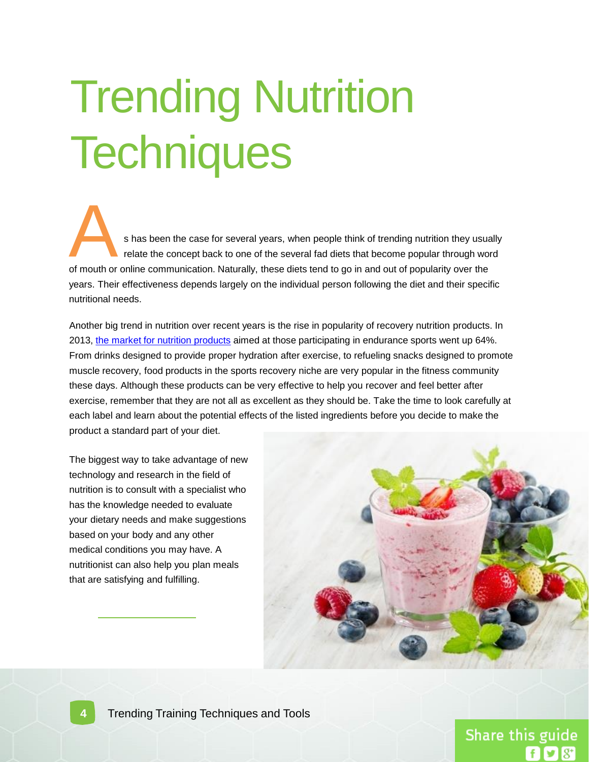# Trending Nutrition Techniques

As has been the case for several years, when people think of trending nutrition they usually relate the concept back to one of the several fad diets that become popular through word of mouth or online communication. Naturally, these diets tend to go in and out of popularity over the years. Their effectiveness depends largely on the individual person following the diet and their specific nutritional needs.

Another big trend in nutrition over recent years is the rise in popularity of recovery nutrition products. In 2013, the market for nutrition products aimed at those participating in endurance sports went up 64%. From drinks designed to provide proper hydration after exercise, to refueling snacks designed to promote muscle recovery, food products in the sports recovery niche are very popular in the fitness community these days. Although these products can be very effective to help you recover and feel better after exercise, remember that they are not all as excellent as they should be. Take the time to look carefully at each label and learn about the potential effects of the listed ingredients before you decide to make the product a standard part of your diet.

The biggest way to take advantage of new technology and research in the field of nutrition is to consult with a specialist who has the knowledge needed to evaluate your dietary needs and make suggestions based on your body and any other medical conditions you may have. A nutritionist can also help you plan meals that are satisfying and fulfilling.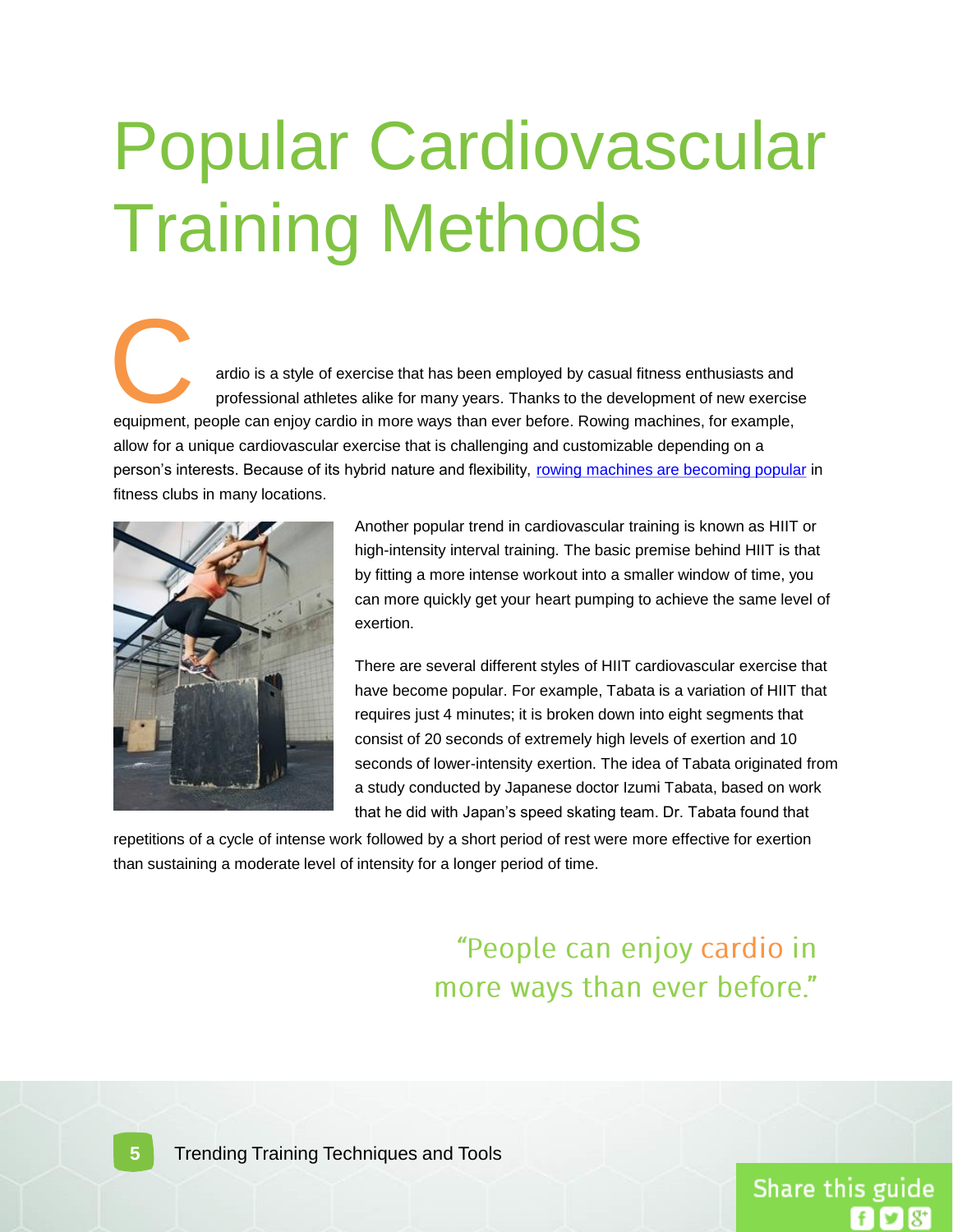# Popular Cardiovascular Training Methods

Cardio is a style of exercise that has been employed by casual fitness enthusiasts and professional athletes alike for many years. Thanks to the development of new exercise equipment, people can enjoy cardio in more ways than ever before. Rowing machines, for example, allow for a unique cardiovascular exercise that is challenging and customizable depending on a person's interests. Because of its hybrid nature and flexibility, rowing machines are becoming popular in fitness clubs in many locations.

Another popular trend in cardiovascular training is known as HIIT or high-intensity interval training. The basic premise behind HIIT is that by fitting a more intense workout into a smaller window of time, you can more quickly get your heart pumping to achieve the same level of exertion.

There are several different styles of HIIT cardiovascular exercise that have become popular. For example, Tabata is a variation of HIIT that requires just 4 minutes; it is broken down into eight segments that consist of 20 seconds of extremely high levels of exertion and 10 seconds of lower-intensity exertion. The idea of Tabata originated from a study conducted by Japanese doctor Izumi Tabata, based on work that he did with Japan's speed skating team. Dr. Tabata found that repetitions of a cycle of intense work followed by a short period of rest were more effective for exertion than sustaining a moderate level of intensity for a longer period of time.

> "People can enjoy cardio in more ways than ever before."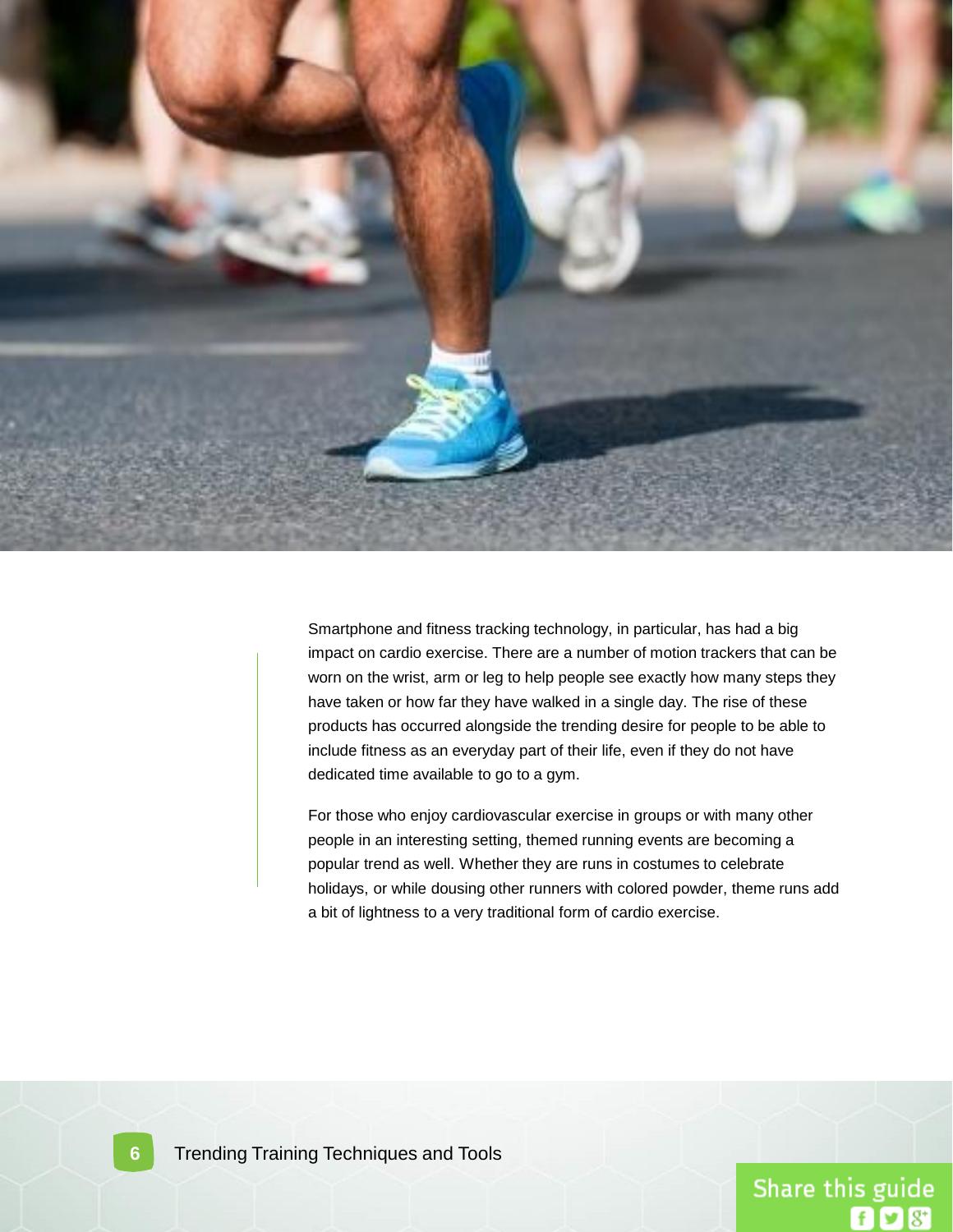Smartphone and fitness tracking technology, in particular, has had a big impact on cardio exercise. There are a number of motion trackers that can be worn on the wrist, arm or leg to help people see exactly how many steps they have taken or how far they have walked in a single day. The rise of these products has occurred alongside the trending desire for people to be able to include fitness as an everyday part of their life, even if they do not have dedicated time available to go to a gym.

For those who enjoy cardiovascular exercise in groups or with many other people in an interesting setting, themed running events are becoming a popular trend as well. Whether they are runs in costumes to celebrate holidays, or while dousing other runners with colored powder, theme runs add a bit of lightness to a very traditional form of cardio exercise.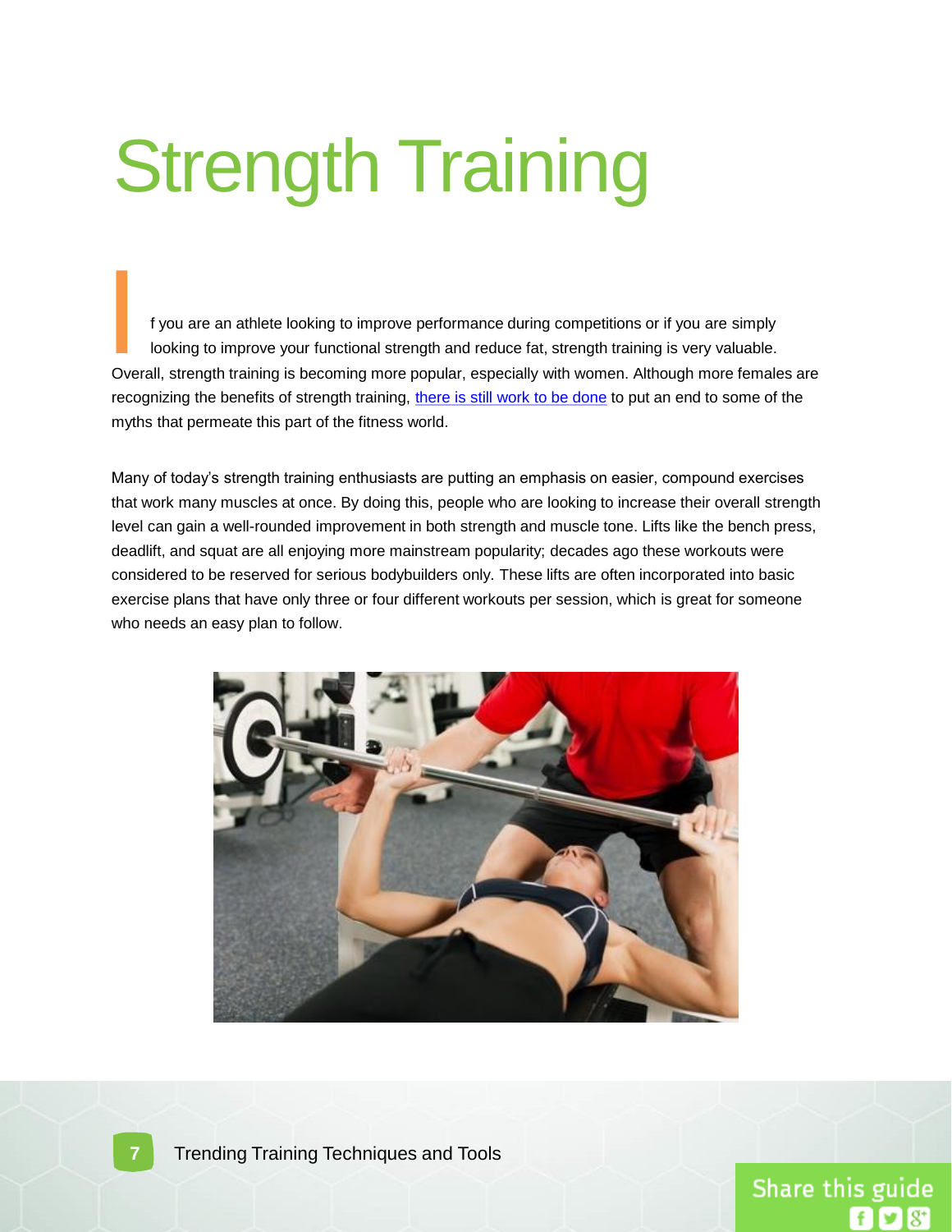# Strength Training

If you are an athlete looking to improve performance during competitions or if you are simply looking to improve your functional strength and reduce fat, strength training is very valuable. Overall, strength training is becoming more popular, especially with women. Although more females are recognizing the benefits of strength training, there is still work to be done to put an end to some of the myths that permeate this part of the fitness world.

Many of today's strength training enthusiasts are putting an emphasis on easier, compound exercises that work many muscles at once. By doing this, people who are looking to increase their overall strength level can gain a well-rounded improvement in both strength and muscle tone. Lifts like the bench press, deadlift, and squat are all enjoying more mainstream popularity; decades ago these workouts were considered to be reserved for serious bodybuilders only. These lifts are often incorporated into basic exercise plans that have only three or four different workouts per session, which is great for someone who needs an easy plan to follow.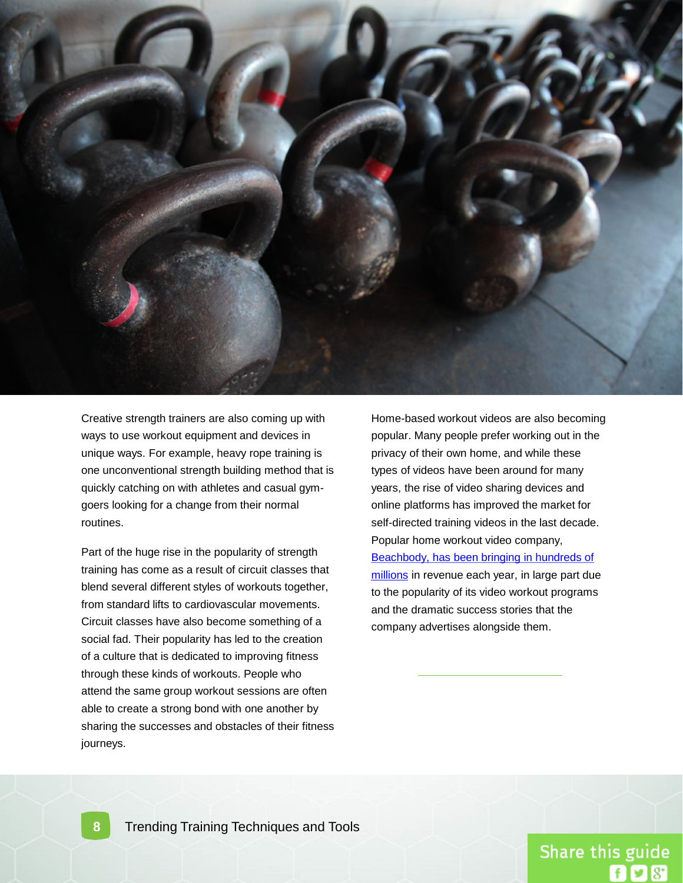Creative strength trainers are also coming up with ways to use workout equipment and devices in unique ways. For example, heavy rope training is one unconventional strength building method that is quickly catching on with athletes and casual gym-goers looking for a change from their normal routines.

Part of the huge rise in the popularity of strength training has come as a result of circuit classes that blend several different styles of workouts together, from standard lifts to cardiovascular movements. Circuit classes have also become something of a social fad. Their popularity has led to the creation of a culture that is dedicated to improving fitness through these kinds of workouts. People who attend the same group workout sessions are often able to create a strong bond with one another by sharing the successes and obstacles of their fitness journeys.

Home-based workout videos are also becoming popular. Many people prefer working out in the privacy of their own home, and while these types of videos have been around for many years, the rise of video sharing devices and online platforms has improved the market for self-directed training videos in the last decade. Popular home workout video company, Beachbody, has been bringing in hundreds of millions in revenue each year, in large part due to the popularity of its video workout programs and the dramatic success stories that the company advertises alongside them.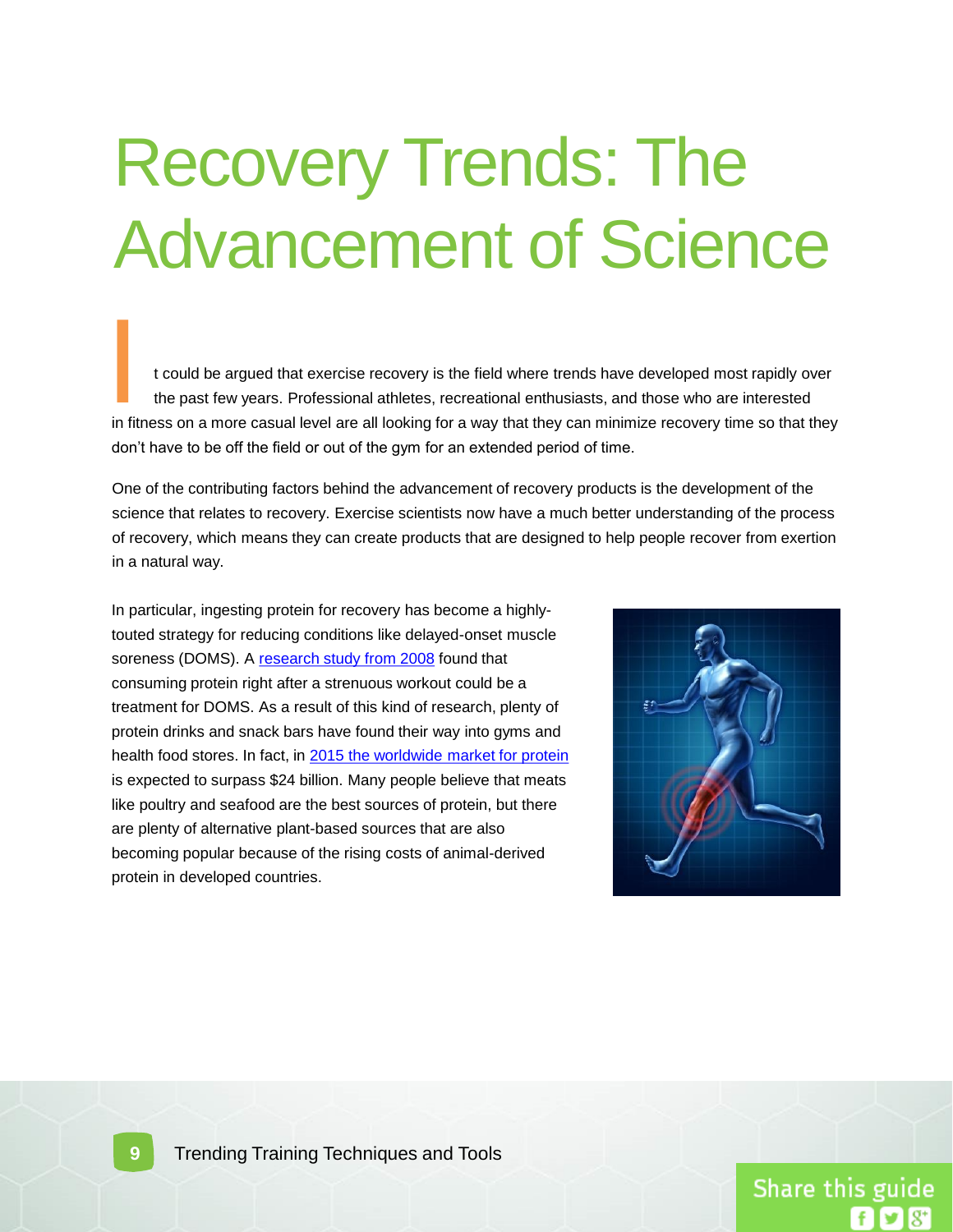# Recovery Trends: The Advancement of Science

It could be argued that exercise recovery is the field where trends have developed most rapidly over the past few years. Professional athletes, recreational enthusiasts, and those who are interested in fitness on a more casual level are all looking for a way that they can minimize recovery time so that they don't have to be off the field or out of the gym for an extended period of time.

One of the contributing factors behind the advancement of recovery products is the development of the science that relates to recovery. Exercise scientists now have a much better understanding of the process of recovery, which means they can create products that are designed to help people recover from exertion in a natural way.

In particular, ingesting protein for recovery has become a highly-touted strategy for reducing conditions like delayed-onset muscle soreness (DOMS). A research study from 2008 found that consuming protein right after a strenuous workout could be a treatment for DOMS. As a result of this kind of research, plenty of protein drinks and snack bars have found their way into gyms and health food stores. In fact, in 2015 the worldwide market for protein is expected to surpass $24 billion. Many people believe that meats like poultry and seafood are the best sources of protein, but there are plenty of alternative plant-based sources that are also becoming popular because of the rising costs of animal-derived protein in developed countries.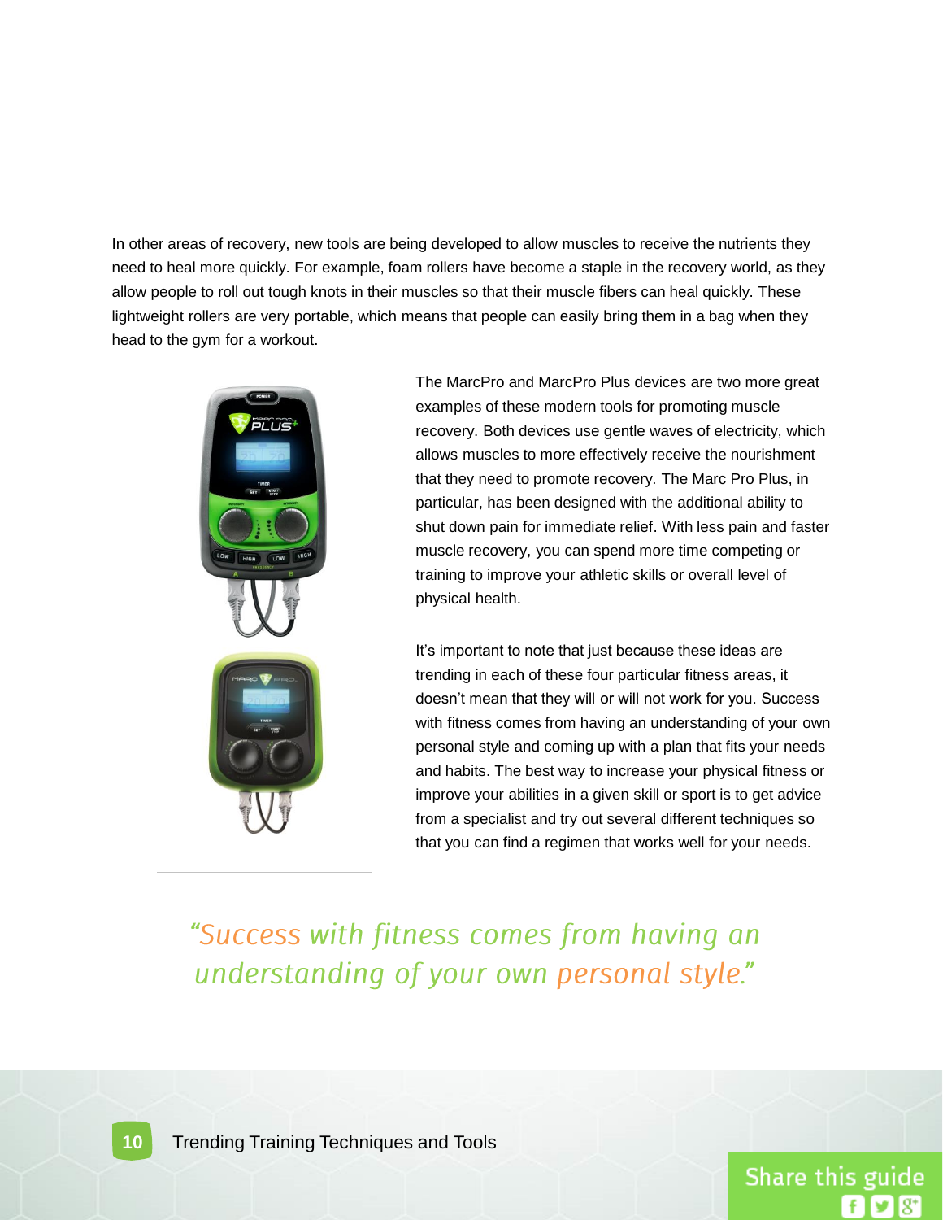In other areas of recovery, new tools are being developed to allow muscles to receive the nutrients they need to heal more quickly. For example, foam rollers have become a staple in the recovery world, as they allow people to roll out tough knots in their muscles so that their muscle fibers can heal quickly. These lightweight rollers are very portable, which means that people can easily bring them in a bag when they head to the gym for a workout.

The MarcPro and MarcPro Plus devices are two more great examples of these modern tools for promoting muscle recovery. Both devices use gentle waves of electricity, which allows muscles to more effectively receive the nourishment that they need to promote recovery. The Marc Pro Plus, in particular, has been designed with the additional ability to shut down pain for immediate relief. With less pain and faster muscle recovery, you can spend more time competing or training to improve your athletic skills or overall level of physical health.

It's important to note that just because these ideas are trending in each of these four particular fitness areas, it doesn't mean that they will or will not work for you. Success with fitness comes from having an understanding of your own personal style and coming up with a plan that fits your needs and habits. The best way to increase your physical fitness or improve your abilities in a given skill or sport is to get advice from a specialist and try out several different techniques so that you can find a regimen that works well for your needs.

*"Success with fitness comes from having an understanding of your own personal style."*

Share this guide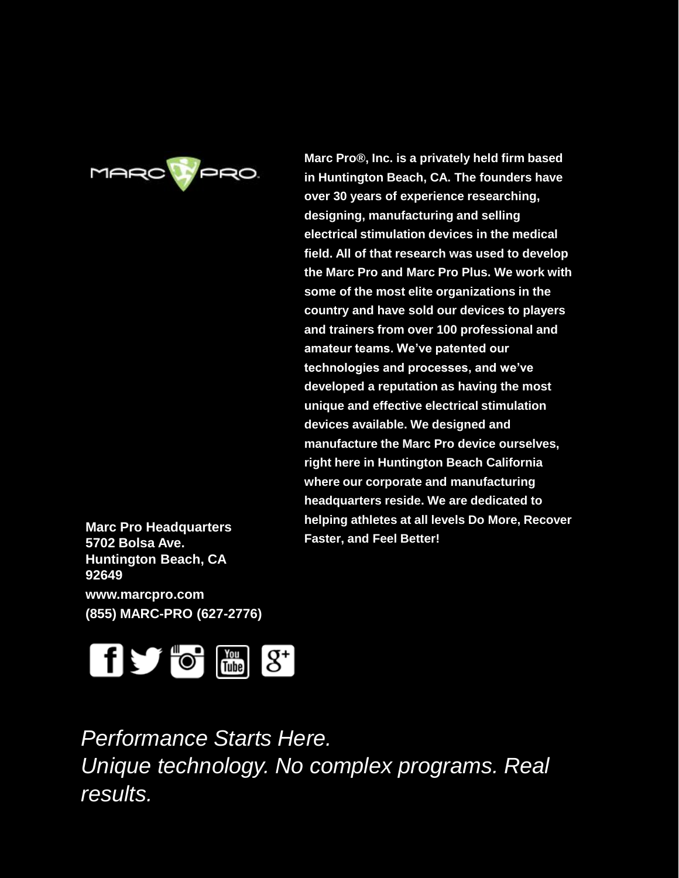Marc Pro®, Inc. is a privately held firm based in Huntington Beach, CA. The founders have over 30 years of experience researching, designing, manufacturing and selling electrical stimulation devices in the medical field. All of that research was used to develop the Marc Pro and Marc Pro Plus. We work with some of the most elite organizations in the country and have sold our devices to players and trainers from over 100 professional and amateur teams. We've patented our technologies and processes, and we've developed a reputation as having the most unique and effective electrical stimulation devices available. We designed and manufacture the Marc Pro device ourselves, right here in Huntington Beach California where our corporate and manufacturing headquarters reside. We are dedicated to helping athletes at all levels Do More, Recover Faster, and Feel Better!

**Marc Pro Headquarters**
**5702 Bolsa Ave.**
**Huntington Beach, CA**
**92649**

**www.marcpro.com**

**(855) MARC-PRO (627-2776)**

*Performance Starts Here.*
*Unique technology. No complex programs. Real results.*